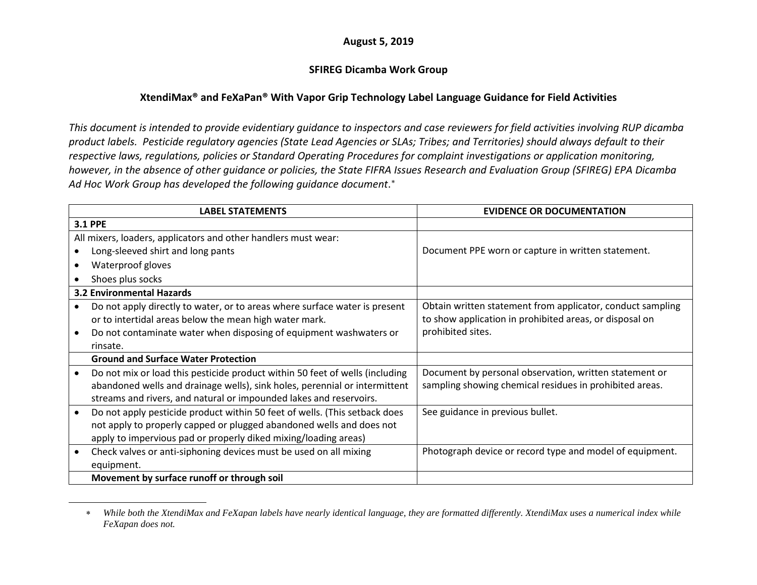**August 5, 2019**

**SFIREG Dicamba Work Group**

**XtendiMax® and FeXaPan® With Vapor Grip Technology Label Language Guidance for Field Activities**

*This document is intended to provide evidentiary guidance to inspectors and case reviewers for field activities involving RUP dicamba product labels. Pesticide regulatory agencies (State Lead Agencies or SLAs; Tribes; and Territories) should always default to their respective laws, regulations, policies or Standard Operating Procedures for complaint investigations or application monitoring, however, in the absence of other guidance or policies, the State FIFRA Issues Research and Evaluation Group (SFIREG) EPA Dicamba Ad Hoc Work Group has developed the following guidance document.*[*]

| LABEL STATEMENTS | EVIDENCE OR DOCUMENTATION |
|---|---|
| **3.1 PPE** | |
| All mixers, loaders, applicators and other handlers must wear:<br>• Long-sleeved shirt and long pants<br>• Waterproof gloves<br>• Shoes plus socks | Document PPE worn or capture in written statement. |
| **3.2 Environmental Hazards** | |
| • Do not apply directly to water, or to areas where surface water is present or to intertidal areas below the mean high water mark.<br>• Do not contaminate water when disposing of equipment washwaters or rinsate. | Obtain written statement from applicator, conduct sampling to show application in prohibited areas, or disposal on prohibited sites. |
| **Ground and Surface Water Protection** | |
| • Do not mix or load this pesticide product within 50 feet of wells (including abandoned wells and drainage wells), sink holes, perennial or intermittent streams and rivers, and natural or impounded lakes and reservoirs. | Document by personal observation, written statement or sampling showing chemical residues in prohibited areas. |
| • Do not apply pesticide product within 50 feet of wells. (This setback does not apply to properly capped or plugged abandoned wells and does not apply to impervious pad or properly diked mixing/loading areas) | See guidance in previous bullet. |
| • Check valves or anti-siphoning devices must be used on all mixing equipment. | Photograph device or record type and model of equipment. |
| **Movement by surface runoff or through soil** | |

[*] *While both the XtendiMax and FeXapan labels have nearly identical language, they are formatted differently. XtendiMax uses a numerical index while FeXapan does not.*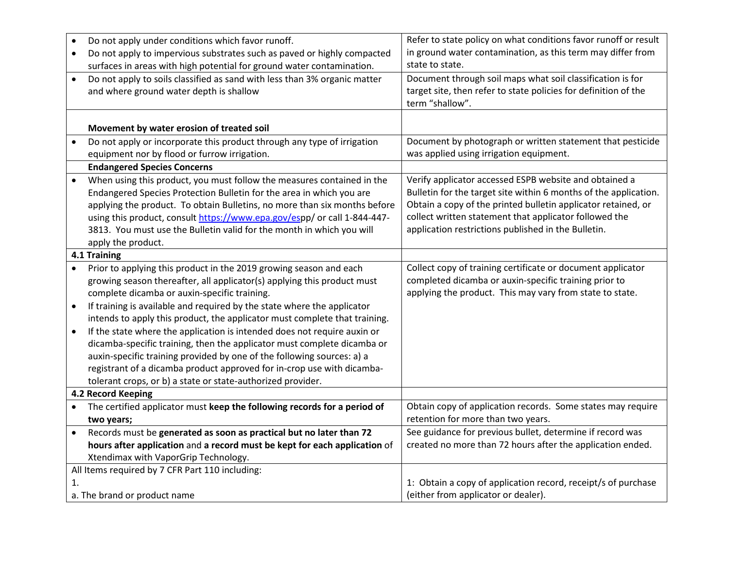| | |
|---|---|
| • Do not apply under conditions which favor runoff.<br>• Do not apply to impervious substrates such as paved or highly compacted surfaces in areas with high potential for ground water contamination. | Refer to state policy on what conditions favor runoff or result in ground water contamination, as this term may differ from state to state. |
| • Do not apply to soils classified as sand with less than 3% organic matter and where ground water depth is shallow | Document through soil maps what soil classification is for target site, then refer to state policies for definition of the term "shallow". |
| **Movement by water erosion of treated soil** | |
| • Do not apply or incorporate this product through any type of irrigation equipment nor by flood or furrow irrigation. | Document by photograph or written statement that pesticide was applied using irrigation equipment. |
| **Endangered Species Concerns** | |
| • When using this product, you must follow the measures contained in the Endangered Species Protection Bulletin for the area in which you are applying the product. To obtain Bulletins, no more than six months before using this product, consult https://www.epa.gov/espp/ or call 1-844-447-3813. You must use the Bulletin valid for the month in which you will apply the product. | Verify applicator accessed ESPB website and obtained a Bulletin for the target site within 6 months of the application. Obtain a copy of the printed bulletin applicator retained, or collect written statement that applicator followed the application restrictions published in the Bulletin. |
| **4.1 Training** | |
| • Prior to applying this product in the 2019 growing season and each growing season thereafter, all applicator(s) applying this product must complete dicamba or auxin-specific training.<br>• If training is available and required by the state where the applicator intends to apply this product, the applicator must complete that training.<br>• If the state where the application is intended does not require auxin or dicamba-specific training, then the applicator must complete dicamba or auxin-specific training provided by one of the following sources: a) a registrant of a dicamba product approved for in-crop use with dicamba-tolerant crops, or b) a state or state-authorized provider. | Collect copy of training certificate or document applicator completed dicamba or auxin-specific training prior to applying the product. This may vary from state to state. |
| **4.2 Record Keeping** | |
| • The certified applicator must **keep the following records for a period of two years;** | Obtain copy of application records. Some states may require retention for more than two years. |
| • Records must be **generated as soon as practical but no later than 72 hours after application** and **a record must be kept for each application** of Xtendimax with VaporGrip Technology. | See guidance for previous bullet, determine if record was created no more than 72 hours after the application ended. |
| All Items required by 7 CFR Part 110 including:<br>1.<br>a. The brand or product name | <br><br>1: Obtain a copy of application record, receipt/s of purchase (either from applicator or dealer). |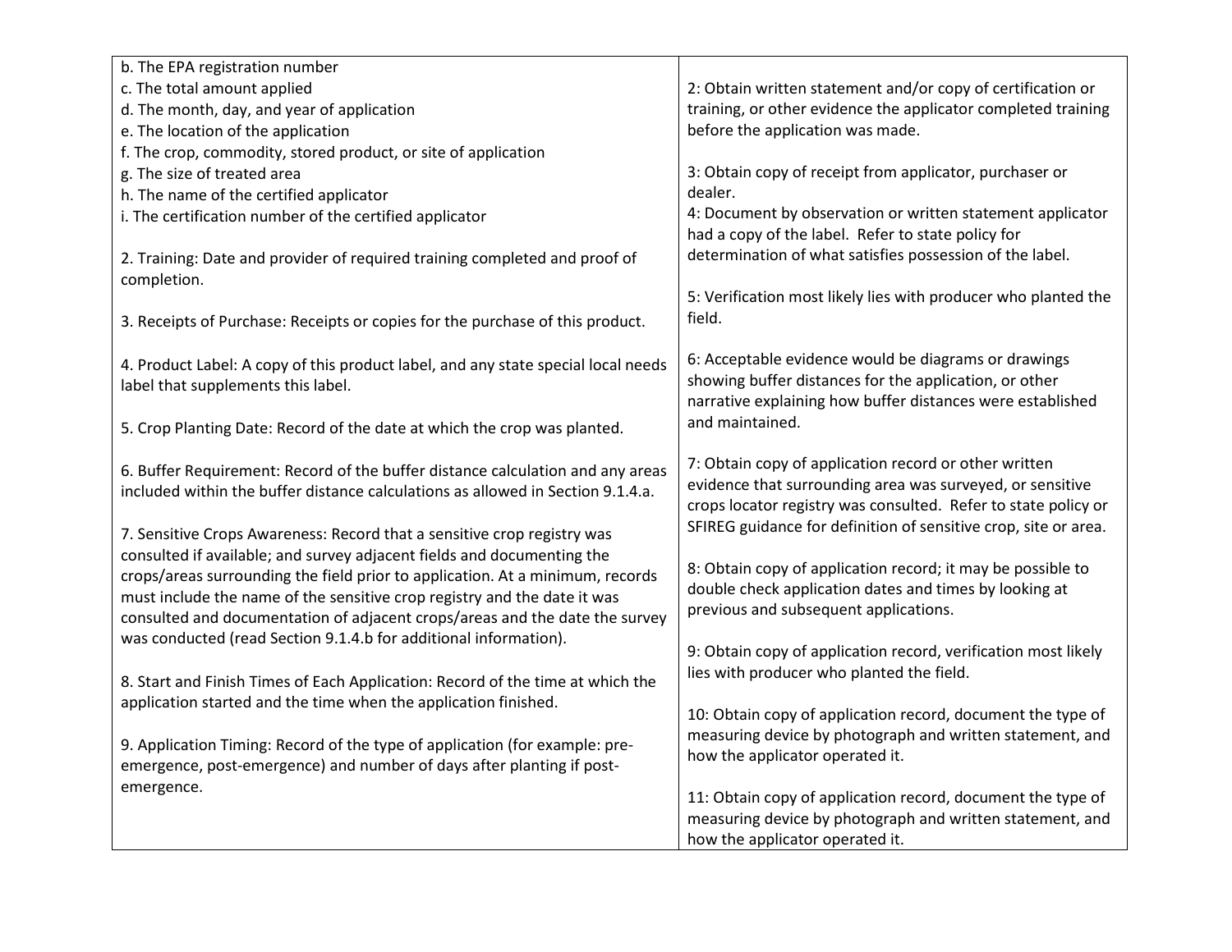| | |
|---|---|
| b. The EPA registration number<br>c. The total amount applied<br>d. The month, day, and year of application<br>e. The location of the application<br>f. The crop, commodity, stored product, or site of application<br>g. The size of treated area<br>h. The name of the certified applicator<br>i. The certification number of the certified applicator<br><br>2. Training: Date and provider of required training completed and proof of completion.<br><br>3. Receipts of Purchase: Receipts or copies for the purchase of this product.<br><br>4. Product Label: A copy of this product label, and any state special local needs label that supplements this label.<br><br>5. Crop Planting Date: Record of the date at which the crop was planted.<br><br>6. Buffer Requirement: Record of the buffer distance calculation and any areas included within the buffer distance calculations as allowed in Section 9.1.4.a.<br><br>7. Sensitive Crops Awareness: Record that a sensitive crop registry was consulted if available; and survey adjacent fields and documenting the crops/areas surrounding the field prior to application. At a minimum, records must include the name of the sensitive crop registry and the date it was consulted and documentation of adjacent crops/areas and the date the survey was conducted (read Section 9.1.4.b for additional information).<br><br>8. Start and Finish Times of Each Application: Record of the time at which the application started and the time when the application finished.<br><br>9. Application Timing: Record of the type of application (for example: pre-emergence, post-emergence) and number of days after planting if post-emergence. | 2: Obtain written statement and/or copy of certification or training, or other evidence the applicator completed training before the application was made.<br><br>3: Obtain copy of receipt from applicator, purchaser or dealer.<br>4: Document by observation or written statement applicator had a copy of the label. Refer to state policy for determination of what satisfies possession of the label.<br><br>5: Verification most likely lies with producer who planted the field.<br><br>6: Acceptable evidence would be diagrams or drawings showing buffer distances for the application, or other narrative explaining how buffer distances were established and maintained.<br><br>7: Obtain copy of application record or other written evidence that surrounding area was surveyed, or sensitive crops locator registry was consulted. Refer to state policy or SFIREG guidance for definition of sensitive crop, site or area.<br><br>8: Obtain copy of application record; it may be possible to double check application dates and times by looking at previous and subsequent applications.<br><br>9: Obtain copy of application record, verification most likely lies with producer who planted the field.<br><br>10: Obtain copy of application record, document the type of measuring device by photograph and written statement, and how the applicator operated it.<br><br>11: Obtain copy of application record, document the type of measuring device by photograph and written statement, and how the applicator operated it. |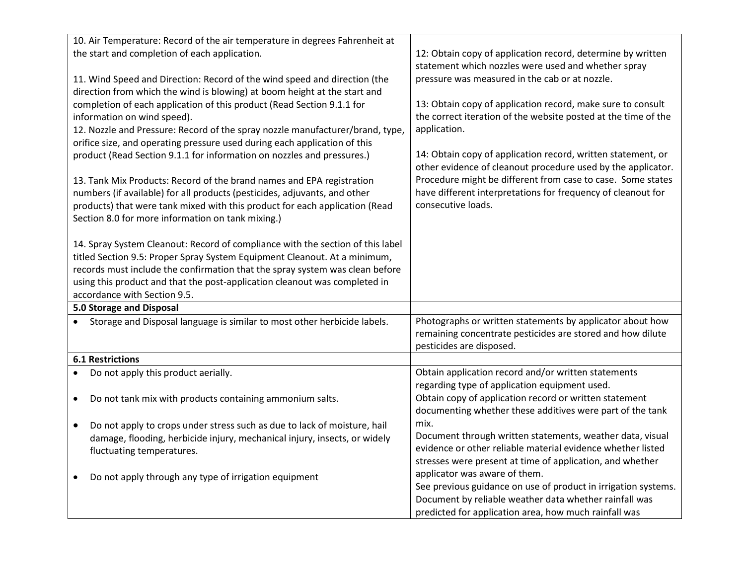| | |
|---|---|
| 10. Air Temperature: Record of the air temperature in degrees Fahrenheit at the start and completion of each application.<br><br>11. Wind Speed and Direction: Record of the wind speed and direction (the direction from which the wind is blowing) at boom height at the start and completion of each application of this product (Read Section 9.1.1 for information on wind speed).<br>12. Nozzle and Pressure: Record of the spray nozzle manufacturer/brand, type, orifice size, and operating pressure used during each application of this product (Read Section 9.1.1 for information on nozzles and pressures.)<br><br>13. Tank Mix Products: Record of the brand names and EPA registration numbers (if available) for all products (pesticides, adjuvants, and other products) that were tank mixed with this product for each application (Read Section 8.0 for more information on tank mixing.)<br><br>14. Spray System Cleanout: Record of compliance with the section of this label titled Section 9.5: Proper Spray System Equipment Cleanout. At a minimum, records must include the confirmation that the spray system was clean before using this product and that the post-application cleanout was completed in accordance with Section 9.5. | 12: Obtain copy of application record, determine by written statement which nozzles were used and whether spray pressure was measured in the cab or at nozzle.<br><br>13: Obtain copy of application record, make sure to consult the correct iteration of the website posted at the time of the application.<br><br>14: Obtain copy of application record, written statement, or other evidence of cleanout procedure used by the applicator. Procedure might be different from case to case. Some states have different interpretations for frequency of cleanout for consecutive loads. |
| **5.0 Storage and Disposal** | |
| • Storage and Disposal language is similar to most other herbicide labels. | Photographs or written statements by applicator about how remaining concentrate pesticides are stored and how dilute pesticides are disposed. |
| **6.1 Restrictions** | |
| • Do not apply this product aerially.<br><br>• Do not tank mix with products containing ammonium salts.<br><br>• Do not apply to crops under stress such as due to lack of moisture, hail damage, flooding, herbicide injury, mechanical injury, insects, or widely fluctuating temperatures.<br><br>• Do not apply through any type of irrigation equipment | Obtain application record and/or written statements regarding type of application equipment used.<br>Obtain copy of application record or written statement documenting whether these additives were part of the tank mix.<br>Document through written statements, weather data, visual evidence or other reliable material evidence whether listed stresses were present at time of application, and whether applicator was aware of them.<br>See previous guidance on use of product in irrigation systems.<br>Document by reliable weather data whether rainfall was predicted for application area, how much rainfall was |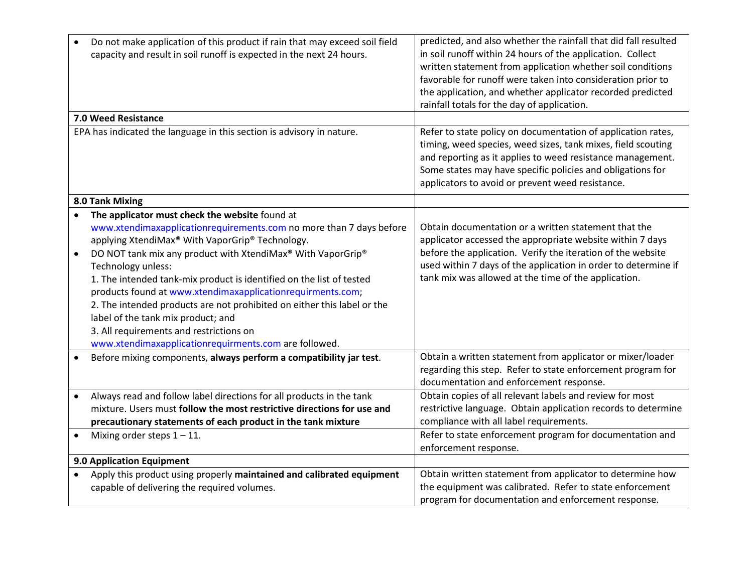| | |
|---|---|
| • Do not make application of this product if rain that may exceed soil field capacity and result in soil runoff is expected in the next 24 hours. | predicted, and also whether the rainfall that did fall resulted in soil runoff within 24 hours of the application. Collect written statement from application whether soil conditions favorable for runoff were taken into consideration prior to the application, and whether applicator recorded predicted rainfall totals for the day of application. |
| **7.0 Weed Resistance** | |
| EPA has indicated the language in this section is advisory in nature. | Refer to state policy on documentation of application rates, timing, weed species, weed sizes, tank mixes, field scouting and reporting as it applies to weed resistance management. Some states may have specific policies and obligations for applicators to avoid or prevent weed resistance. |
| **8.0 Tank Mixing** | |
| • **The applicator must check the website** found at www.xtendimaxapplicationrequirements.com no more than 7 days before applying XtendiMax® With VaporGrip® Technology.<br>• DO NOT tank mix any product with XtendiMax® With VaporGrip® Technology unless:<br>1. The intended tank-mix product is identified on the list of tested products found at www.xtendimaxapplicationrequirments.com;<br>2. The intended products are not prohibited on either this label or the label of the tank mix product; and<br>3. All requirements and restrictions on www.xtendimaxapplicationrequirments.com are followed. | Obtain documentation or a written statement that the applicator accessed the appropriate website within 7 days before the application. Verify the iteration of the website used within 7 days of the application in order to determine if tank mix was allowed at the time of the application. |
| • Before mixing components, **always perform a compatibility jar test**. | Obtain a written statement from applicator or mixer/loader regarding this step. Refer to state enforcement program for documentation and enforcement response. |
| • Always read and follow label directions for all products in the tank mixture. Users must **follow the most restrictive directions for use and precautionary statements of each product in the tank mixture** | Obtain copies of all relevant labels and review for most restrictive language. Obtain application records to determine compliance with all label requirements. |
| • Mixing order steps 1 – 11. | Refer to state enforcement program for documentation and enforcement response. |
| **9.0 Application Equipment** | |
| • Apply this product using properly **maintained and calibrated equipment** capable of delivering the required volumes. | Obtain written statement from applicator to determine how the equipment was calibrated. Refer to state enforcement program for documentation and enforcement response. |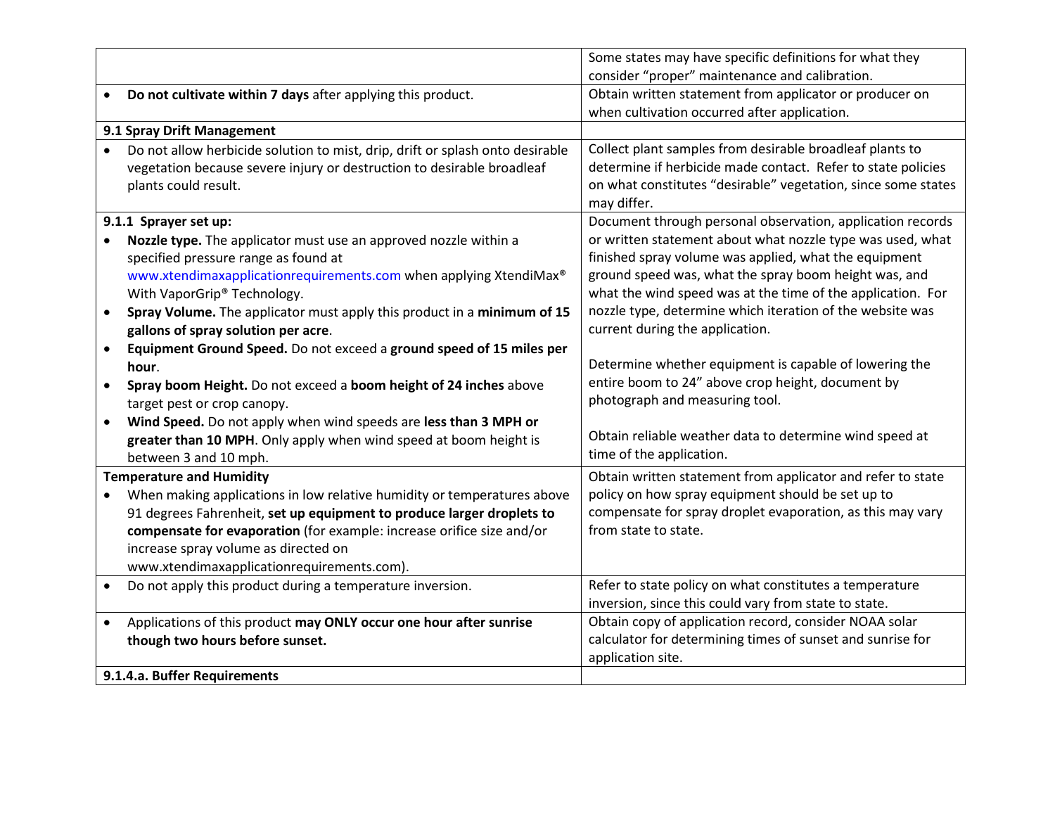| | |
|---|---|
| | Some states may have specific definitions for what they consider "proper" maintenance and calibration. |
| • **Do not cultivate within 7 days** after applying this product. | Obtain written statement from applicator or producer on when cultivation occurred after application. |
| **9.1 Spray Drift Management** | |
| • Do not allow herbicide solution to mist, drip, drift or splash onto desirable vegetation because severe injury or destruction to desirable broadleaf plants could result. | Collect plant samples from desirable broadleaf plants to determine if herbicide made contact. Refer to state policies on what constitutes "desirable" vegetation, since some states may differ. |
| **9.1.1 Sprayer set up:**<br>• **Nozzle type.** The applicator must use an approved nozzle within a specified pressure range as found at www.xtendimaxapplicationrequirements.com when applying XtendiMax® With VaporGrip® Technology.<br>• **Spray Volume.** The applicator must apply this product in a **minimum of 15 gallons of spray solution per acre**.<br>• **Equipment Ground Speed.** Do not exceed a **ground speed of 15 miles per hour**.<br>• **Spray boom Height.** Do not exceed a **boom height of 24 inches** above target pest or crop canopy.<br>• **Wind Speed.** Do not apply when wind speeds are **less than 3 MPH or greater than 10 MPH**. Only apply when wind speed at boom height is between 3 and 10 mph. | Document through personal observation, application records or written statement about what nozzle type was used, what finished spray volume was applied, what the equipment ground speed was, what the spray boom height was, and what the wind speed was at the time of the application. For nozzle type, determine which iteration of the website was current during the application.<br><br>Determine whether equipment is capable of lowering the entire boom to 24" above crop height, document by photograph and measuring tool.<br><br>Obtain reliable weather data to determine wind speed at time of the application. |
| **Temperature and Humidity**<br>• When making applications in low relative humidity or temperatures above 91 degrees Fahrenheit, **set up equipment to produce larger droplets to compensate for evaporation** (for example: increase orifice size and/or increase spray volume as directed on www.xtendimaxapplicationrequirements.com). | Obtain written statement from applicator and refer to state policy on how spray equipment should be set up to compensate for spray droplet evaporation, as this may vary from state to state. |
| • Do not apply this product during a temperature inversion. | Refer to state policy on what constitutes a temperature inversion, since this could vary from state to state. |
| • Applications of this product **may ONLY occur one hour after sunrise though two hours before sunset.** | Obtain copy of application record, consider NOAA solar calculator for determining times of sunset and sunrise for application site. |
| **9.1.4.a. Buffer Requirements** | |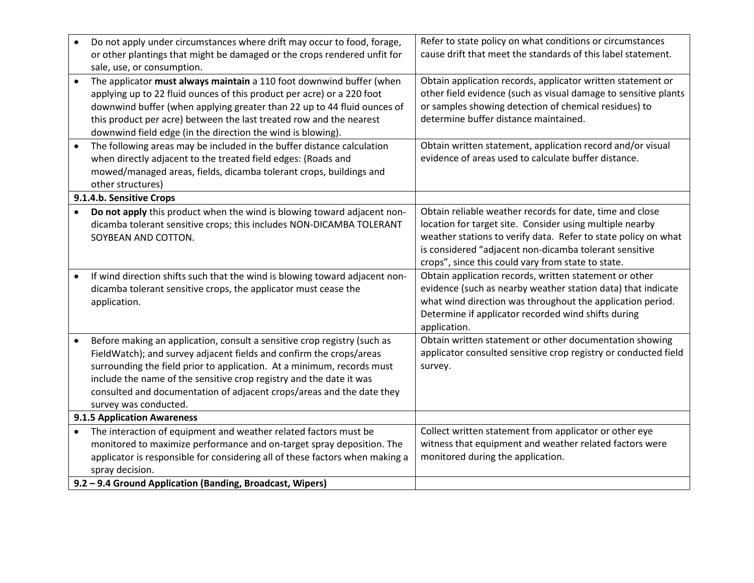| | |
|---|---|
| • Do not apply under circumstances where drift may occur to food, forage, or other plantings that might be damaged or the crops rendered unfit for sale, use, or consumption. | Refer to state policy on what conditions or circumstances cause drift that meet the standards of this label statement. |
| • The applicator **must always maintain** a 110 foot downwind buffer (when applying up to 22 fluid ounces of this product per acre) or a 220 foot downwind buffer (when applying greater than 22 up to 44 fluid ounces of this product per acre) between the last treated row and the nearest downwind field edge (in the direction the wind is blowing). | Obtain application records, applicator written statement or other field evidence (such as visual damage to sensitive plants or samples showing detection of chemical residues) to determine buffer distance maintained. |
| • The following areas may be included in the buffer distance calculation when directly adjacent to the treated field edges: (Roads and mowed/managed areas, fields, dicamba tolerant crops, buildings and other structures) | Obtain written statement, application record and/or visual evidence of areas used to calculate buffer distance. |
| **9.1.4.b. Sensitive Crops** | |
| • **Do not apply** this product when the wind is blowing toward adjacent non-dicamba tolerant sensitive crops; this includes NON-DICAMBA TOLERANT SOYBEAN AND COTTON. | Obtain reliable weather records for date, time and close location for target site. Consider using multiple nearby weather stations to verify data. Refer to state policy on what is considered "adjacent non-dicamba tolerant sensitive crops", since this could vary from state to state. |
| • If wind direction shifts such that the wind is blowing toward adjacent non-dicamba tolerant sensitive crops, the applicator must cease the application. | Obtain application records, written statement or other evidence (such as nearby weather station data) that indicate what wind direction was throughout the application period. Determine if applicator recorded wind shifts during application. |
| • Before making an application, consult a sensitive crop registry (such as FieldWatch); and survey adjacent fields and confirm the crops/areas surrounding the field prior to application. At a minimum, records must include the name of the sensitive crop registry and the date it was consulted and documentation of adjacent crops/areas and the date they survey was conducted. | Obtain written statement or other documentation showing applicator consulted sensitive crop registry or conducted field survey. |
| **9.1.5 Application Awareness** | |
| • The interaction of equipment and weather related factors must be monitored to maximize performance and on-target spray deposition. The applicator is responsible for considering all of these factors when making a spray decision. | Collect written statement from applicator or other eye witness that equipment and weather related factors were monitored during the application. |
| **9.2 – 9.4 Ground Application (Banding, Broadcast, Wipers)** | |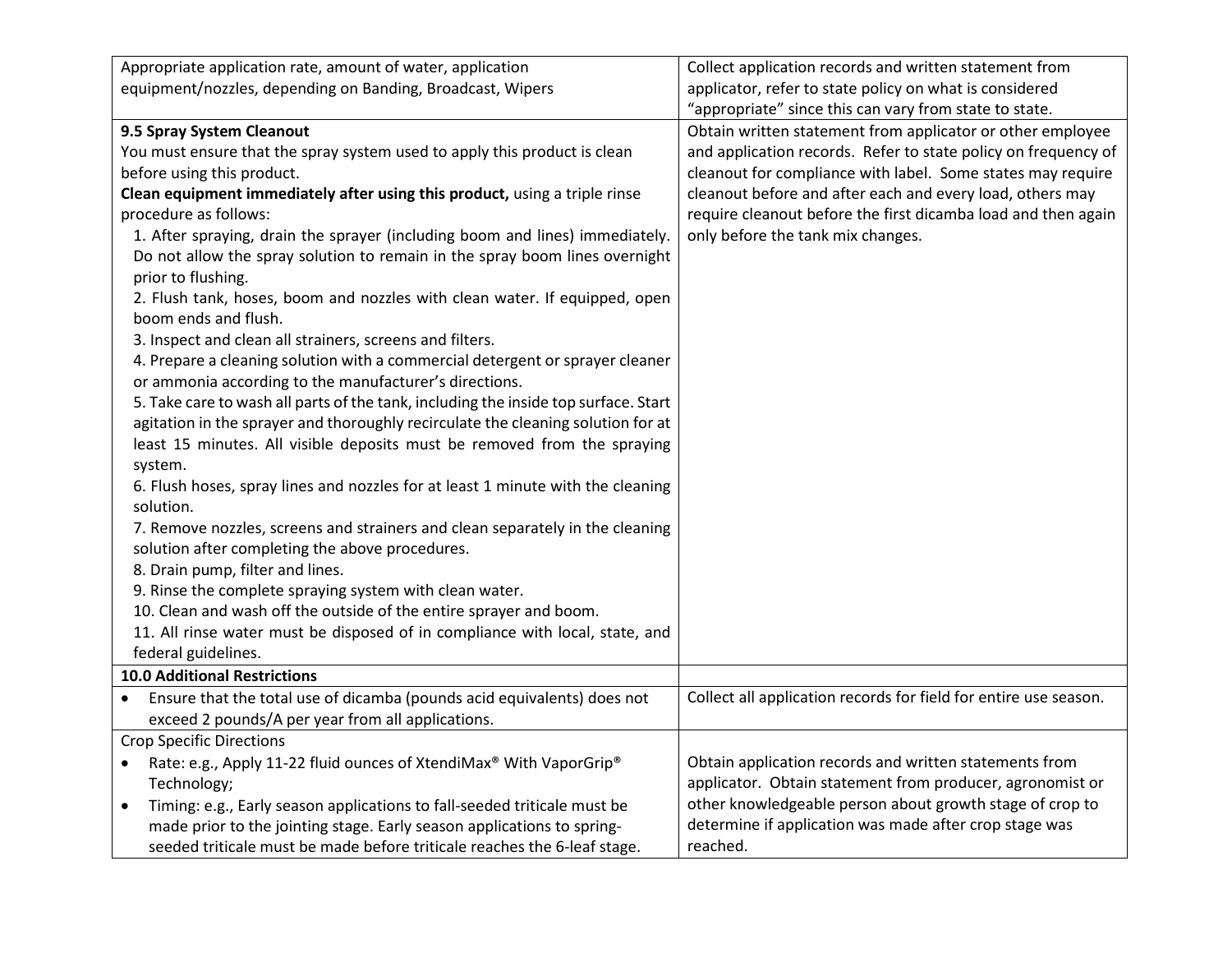| | |
|---|---|
| Appropriate application rate, amount of water, application equipment/nozzles, depending on Banding, Broadcast, Wipers | Collect application records and written statement from applicator, refer to state policy on what is considered “appropriate” since this can vary from state to state. |
| **9.5 Spray System Cleanout**<br>You must ensure that the spray system used to apply this product is clean before using this product.<br>**Clean equipment immediately after using this product,** using a triple rinse procedure as follows:<br>1. After spraying, drain the sprayer (including boom and lines) immediately. Do not allow the spray solution to remain in the spray boom lines overnight prior to flushing.<br>2. Flush tank, hoses, boom and nozzles with clean water. If equipped, open boom ends and flush.<br>3. Inspect and clean all strainers, screens and filters.<br>4. Prepare a cleaning solution with a commercial detergent or sprayer cleaner or ammonia according to the manufacturer’s directions.<br>5. Take care to wash all parts of the tank, including the inside top surface. Start agitation in the sprayer and thoroughly recirculate the cleaning solution for at least 15 minutes. All visible deposits must be removed from the spraying system.<br>6. Flush hoses, spray lines and nozzles for at least 1 minute with the cleaning solution.<br>7. Remove nozzles, screens and strainers and clean separately in the cleaning solution after completing the above procedures.<br>8. Drain pump, filter and lines.<br>9. Rinse the complete spraying system with clean water.<br>10. Clean and wash off the outside of the entire sprayer and boom.<br>11. All rinse water must be disposed of in compliance with local, state, and federal guidelines. | Obtain written statement from applicator or other employee and application records. Refer to state policy on frequency of cleanout for compliance with label. Some states may require cleanout before and after each and every load, others may require cleanout before the first dicamba load and then again only before the tank mix changes. |
| **10.0 Additional Restrictions** | |
| • Ensure that the total use of dicamba (pounds acid equivalents) does not exceed 2 pounds/A per year from all applications. | Collect all application records for field for entire use season. |
| Crop Specific Directions<br>• Rate: e.g., Apply 11-22 fluid ounces of XtendiMax® With VaporGrip® Technology;<br>• Timing: e.g., Early season applications to fall-seeded triticale must be made prior to the jointing stage. Early season applications to spring-seeded triticale must be made before triticale reaches the 6-leaf stage. | Obtain application records and written statements from applicator. Obtain statement from producer, agronomist or other knowledgeable person about growth stage of crop to determine if application was made after crop stage was reached. |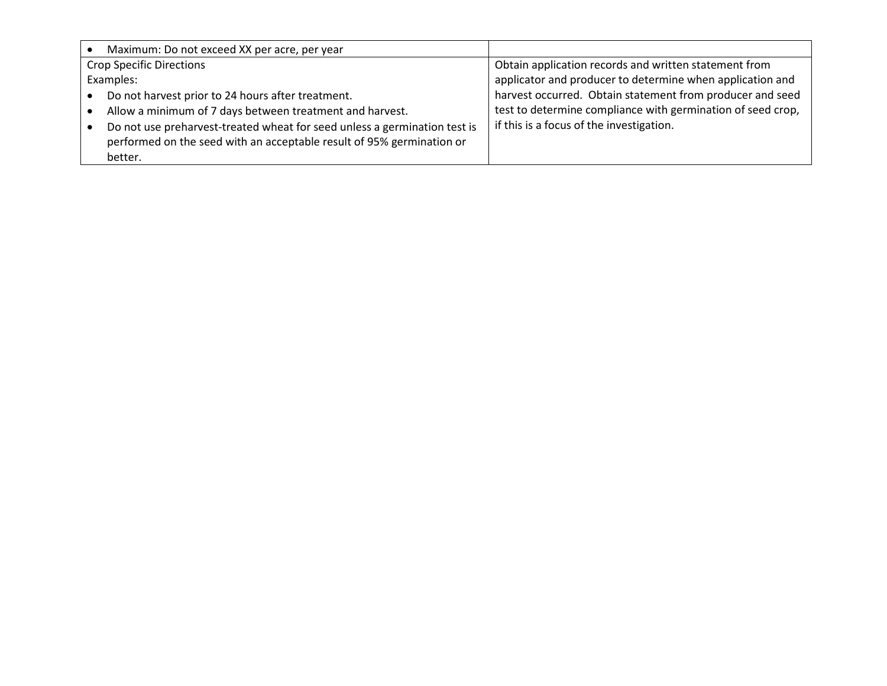| | |
|---|---|
| • Maximum: Do not exceed XX per acre, per year | |
| Crop Specific Directions<br>Examples:<br>• Do not harvest prior to 24 hours after treatment.<br>• Allow a minimum of 7 days between treatment and harvest.<br>• Do not use preharvest-treated wheat for seed unless a germination test is performed on the seed with an acceptable result of 95% germination or better. | Obtain application records and written statement from applicator and producer to determine when application and harvest occurred. Obtain statement from producer and seed test to determine compliance with germination of seed crop, if this is a focus of the investigation. |